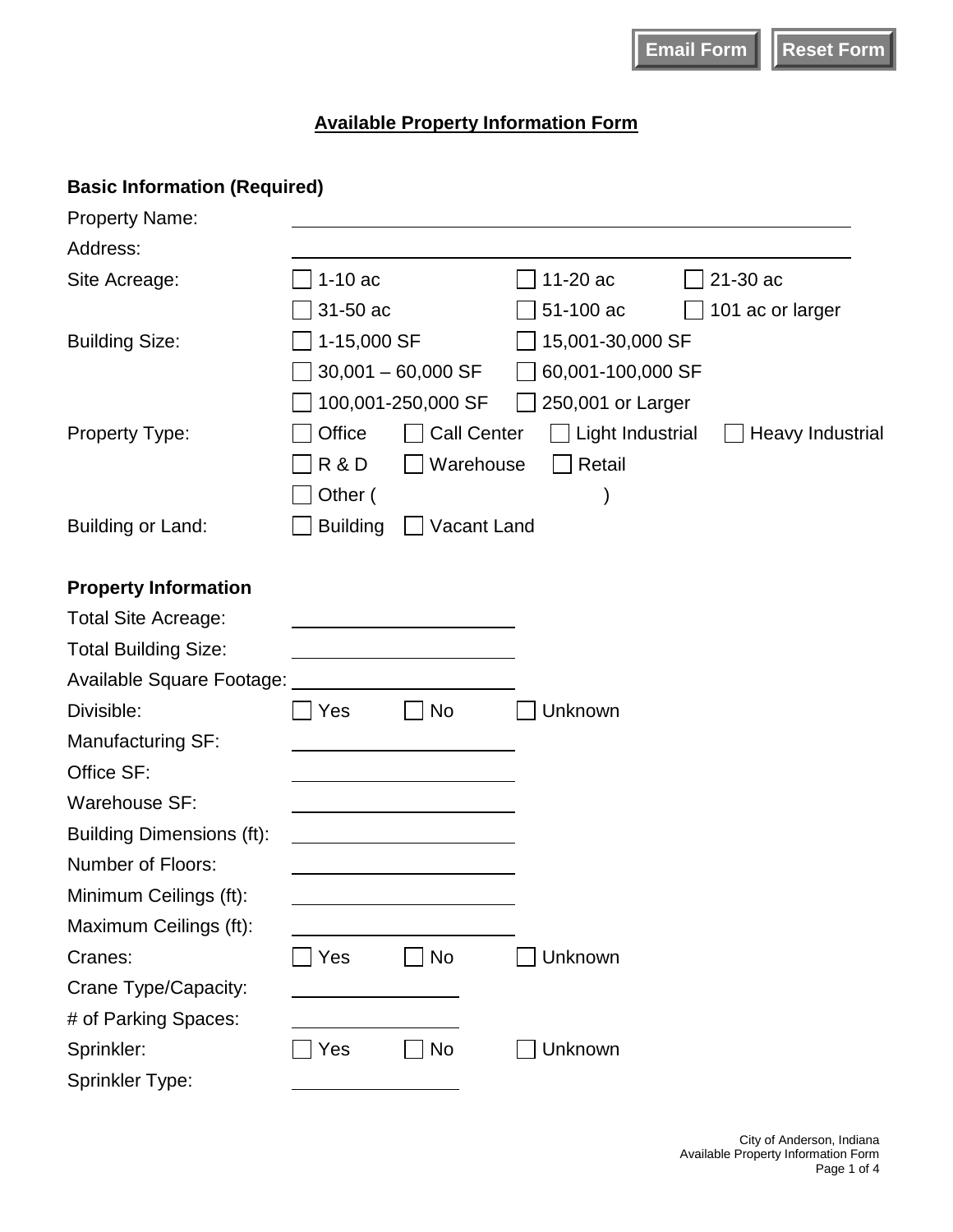Email Form | Reset Form

# Available Property Information Form

## Basic Information (Required)

Property Name: ______________________

Address: ______________________

Site Acreage: ☐ 1-10 ac ☐ 11-20 ac ☐ 21-30 ac ☐ 31-50 ac ☐ 51-100 ac ☐ 101 ac or larger

Building Size: ☐ 1-15,000 SF ☐ 15,001-30,000 SF ☐ 30,001 – 60,000 SF ☐ 60,001-100,000 SF ☐ 100,001-250,000 SF ☐ 250,001 or Larger

Property Type: ☐ Office ☐ Call Center ☐ Light Industrial ☐ Heavy Industrial ☐ R & D ☐ Warehouse ☐ Retail ☐ Other ( )

Building or Land: ☐ Building ☐ Vacant Land

## Property Information

Total Site Acreage: ______________________

Total Building Size: ______________________

Available Square Footage: ______________________

Divisible: ☐ Yes ☐ No ☐ Unknown

Manufacturing SF: ______________________

Office SF: ______________________

Warehouse SF: ______________________

Building Dimensions (ft): ______________________

Number of Floors: ______________________

Minimum Ceilings (ft): ______________________

Maximum Ceilings (ft): ______________________

Cranes: ☐ Yes ☐ No ☐ Unknown

Crane Type/Capacity: ______________________

# of Parking Spaces: ______________________

Sprinkler: ☐ Yes ☐ No ☐ Unknown

Sprinkler Type: ______________________

City of Anderson, Indiana
Available Property Information Form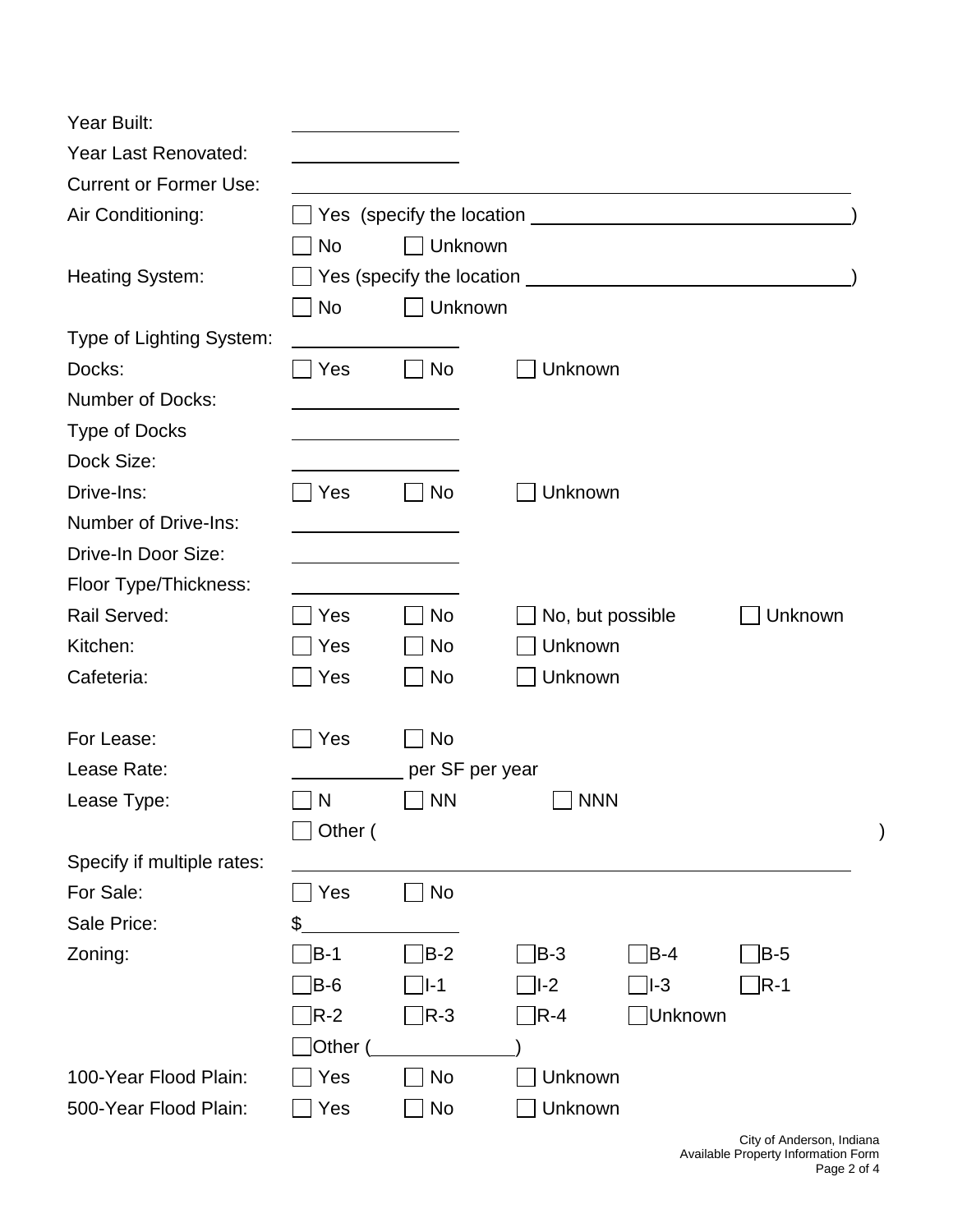Year Built: \_\_\_\_\_\_\_\_\_\_\_\_\_\_\_\_

Year Last Renovated: \_\_\_\_\_\_\_\_\_\_\_\_\_\_\_\_

Current or Former Use: \_\_\_\_\_\_\_\_\_\_\_\_\_\_\_\_\_\_\_\_\_\_\_\_\_\_\_\_\_\_\_\_\_\_\_\_\_\_\_\_\_\_\_\_\_\_\_\_

Air Conditioning: ☐ Yes (specify the location \_\_\_\_\_\_\_\_\_\_\_\_\_\_\_\_\_\_\_\_\_\_\_\_\_\_\_\_\_\_)
☐ No ☐ Unknown

Heating System: ☐ Yes (specify the location \_\_\_\_\_\_\_\_\_\_\_\_\_\_\_\_\_\_\_\_\_\_\_\_\_\_\_\_\_\_)
☐ No ☐ Unknown

Type of Lighting System: \_\_\_\_\_\_\_\_\_\_\_\_\_\_\_\_

Docks: ☐ Yes ☐ No ☐ Unknown

Number of Docks: \_\_\_\_\_\_\_\_\_\_\_\_\_\_\_\_

Type of Docks \_\_\_\_\_\_\_\_\_\_\_\_\_\_\_\_

Dock Size: \_\_\_\_\_\_\_\_\_\_\_\_\_\_\_\_

Drive-Ins: ☐ Yes ☐ No ☐ Unknown

Number of Drive-Ins: \_\_\_\_\_\_\_\_\_\_\_\_\_\_\_\_

Drive-In Door Size: \_\_\_\_\_\_\_\_\_\_\_\_\_\_\_\_

Floor Type/Thickness: \_\_\_\_\_\_\_\_\_\_\_\_\_\_\_\_

Rail Served: ☐ Yes ☐ No ☐ No, but possible ☐ Unknown

Kitchen: ☐ Yes ☐ No ☐ Unknown

Cafeteria: ☐ Yes ☐ No ☐ Unknown

For Lease: ☐ Yes ☐ No

Lease Rate: \_\_\_\_\_\_\_\_\_\_\_\_ per SF per year

Lease Type: ☐ N ☐ NN ☐ NNN
☐ Other ( )

Specify if multiple rates: \_\_\_\_\_\_\_\_\_\_\_\_\_\_\_\_\_\_\_\_\_\_\_\_\_\_\_\_\_\_\_\_\_\_\_\_\_\_\_\_\_\_\_\_\_\_\_\_

For Sale: ☐ Yes ☐ No

Sale Price: $\_\_\_\_\_\_\_\_\_\_\_\_\_\_\_\_

Zoning: ☐ B-1 ☐ B-2 ☐ B-3 ☐ B-4 ☐ B-5
☐ B-6 ☐ I-1 ☐ I-2 ☐ I-3 ☐ R-1
☐ R-2 ☐ R-3 ☐ R-4 ☐ Unknown
☐ Other (\_\_\_\_\_\_\_\_\_\_\_\_\_\_)

100-Year Flood Plain: ☐ Yes ☐ No ☐ Unknown

500-Year Flood Plain: ☐ Yes ☐ No ☐ Unknown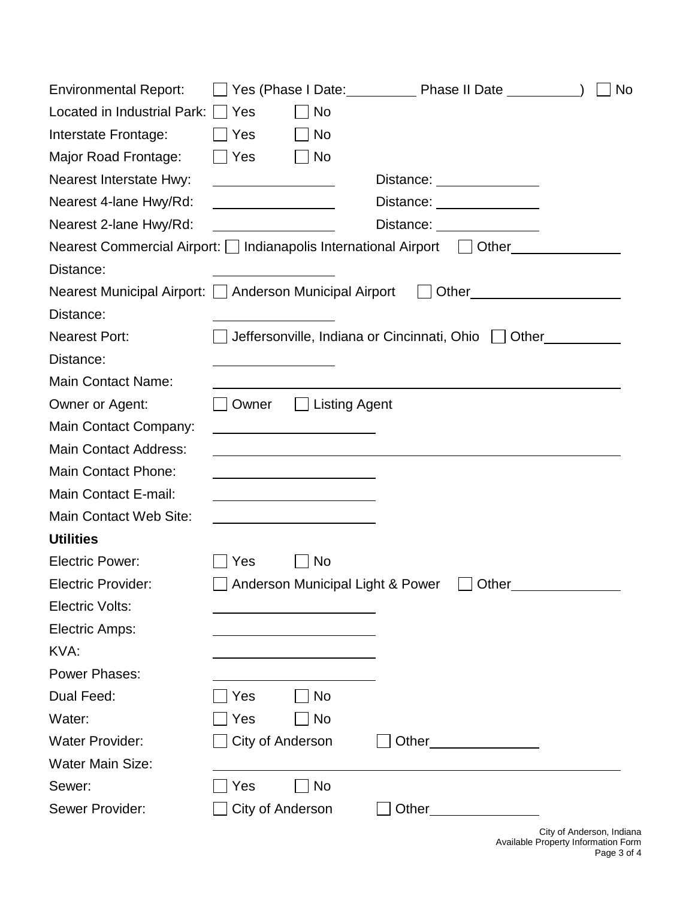Environmental Report: ☐ Yes (Phase I Date:\_\_\_\_\_\_\_\_\_\_ Phase II Date \_\_\_\_\_\_\_\_\_\_) ☐ No

Located in Industrial Park: ☐ Yes ☐ No

Interstate Frontage: ☐ Yes ☐ No

Major Road Frontage: ☐ Yes ☐ No

Nearest Interstate Hwy: \_\_\_\_\_\_\_\_\_\_\_\_\_\_\_\_ Distance: \_\_\_\_\_\_\_\_\_\_\_\_\_\_\_

Nearest 4-lane Hwy/Rd: \_\_\_\_\_\_\_\_\_\_\_\_\_\_\_\_ Distance: \_\_\_\_\_\_\_\_\_\_\_\_\_\_\_

Nearest 2-lane Hwy/Rd: \_\_\_\_\_\_\_\_\_\_\_\_\_\_\_\_ Distance: \_\_\_\_\_\_\_\_\_\_\_\_\_\_\_

Nearest Commercial Airport: ☐ Indianapolis International Airport ☐ Other\_\_\_\_\_\_\_\_\_\_\_\_\_\_\_

Distance: \_\_\_\_\_\_\_\_\_\_\_\_\_\_\_\_

Nearest Municipal Airport: ☐ Anderson Municipal Airport ☐ Other\_\_\_\_\_\_\_\_\_\_\_\_\_\_\_\_\_\_\_\_

Distance: \_\_\_\_\_\_\_\_\_\_\_\_\_\_\_\_

Nearest Port: ☐ Jeffersonville, Indiana or Cincinnati, Ohio ☐ Other\_\_\_\_\_\_\_\_\_\_

Distance: \_\_\_\_\_\_\_\_\_\_\_\_\_\_\_\_

Main Contact Name: \_\_\_\_\_\_\_\_\_\_\_\_\_\_\_\_\_\_\_\_\_\_\_\_\_\_\_\_\_\_\_\_\_\_\_\_\_\_\_\_\_\_\_\_\_\_\_\_

Owner or Agent: ☐ Owner ☐ Listing Agent

Main Contact Company: \_\_\_\_\_\_\_\_\_\_\_\_\_\_\_\_\_\_\_\_\_\_\_\_

Main Contact Address: \_\_\_\_\_\_\_\_\_\_\_\_\_\_\_\_\_\_\_\_\_\_\_\_\_\_\_\_\_\_\_\_\_\_\_\_\_\_\_\_\_\_\_\_\_\_\_\_

Main Contact Phone: \_\_\_\_\_\_\_\_\_\_\_\_\_\_\_\_\_\_\_\_\_\_\_\_

Main Contact E-mail: \_\_\_\_\_\_\_\_\_\_\_\_\_\_\_\_\_\_\_\_\_\_\_\_

Main Contact Web Site: \_\_\_\_\_\_\_\_\_\_\_\_\_\_\_\_\_\_\_\_\_\_\_\_

**Utilities**

Electric Power: ☐ Yes ☐ No

Electric Provider: ☐ Anderson Municipal Light & Power ☐ Other\_\_\_\_\_\_\_\_\_\_\_\_\_\_\_

Electric Volts: \_\_\_\_\_\_\_\_\_\_\_\_\_\_\_\_\_\_\_\_\_\_\_\_

Electric Amps: \_\_\_\_\_\_\_\_\_\_\_\_\_\_\_\_\_\_\_\_\_\_\_\_

KVA: \_\_\_\_\_\_\_\_\_\_\_\_\_\_\_\_\_\_\_\_\_\_\_\_

Power Phases: \_\_\_\_\_\_\_\_\_\_\_\_\_\_\_\_\_\_\_\_\_\_\_\_

Dual Feed: ☐ Yes ☐ No

Water: ☐ Yes ☐ No

Water Provider: ☐ City of Anderson ☐ Other\_\_\_\_\_\_\_\_\_\_\_\_\_\_\_

Water Main Size: \_\_\_\_\_\_\_\_\_\_\_\_\_\_\_\_\_\_\_\_\_\_\_\_\_\_\_\_\_\_\_\_\_\_\_\_\_\_\_\_\_\_\_\_\_\_\_\_

Sewer: ☐ Yes ☐ No

Sewer Provider: ☐ City of Anderson ☐ Other\_\_\_\_\_\_\_\_\_\_\_\_\_\_\_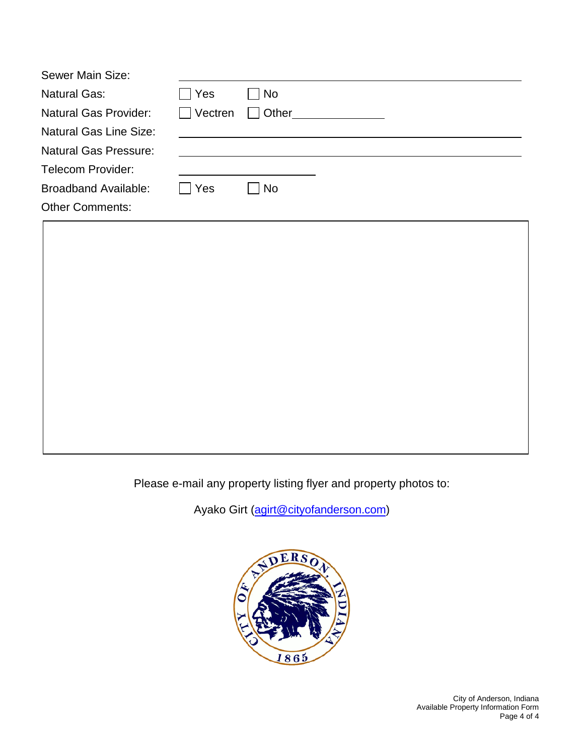Sewer Main Size: ______________________________

Natural Gas: ☐ Yes ☐ No

Natural Gas Provider: ☐ Vectren ☐ Other______________

Natural Gas Line Size: ______________________________

Natural Gas Pressure: ______________________________

Telecom Provider: ______________

Broadband Available: ☐ Yes ☐ No

Other Comments:

| |
|---|
| |

Please e-mail any property listing flyer and property photos to:

Ayako Girt (agirt@cityofanderson.com)

City of Anderson, Indiana
Available Property Information Form